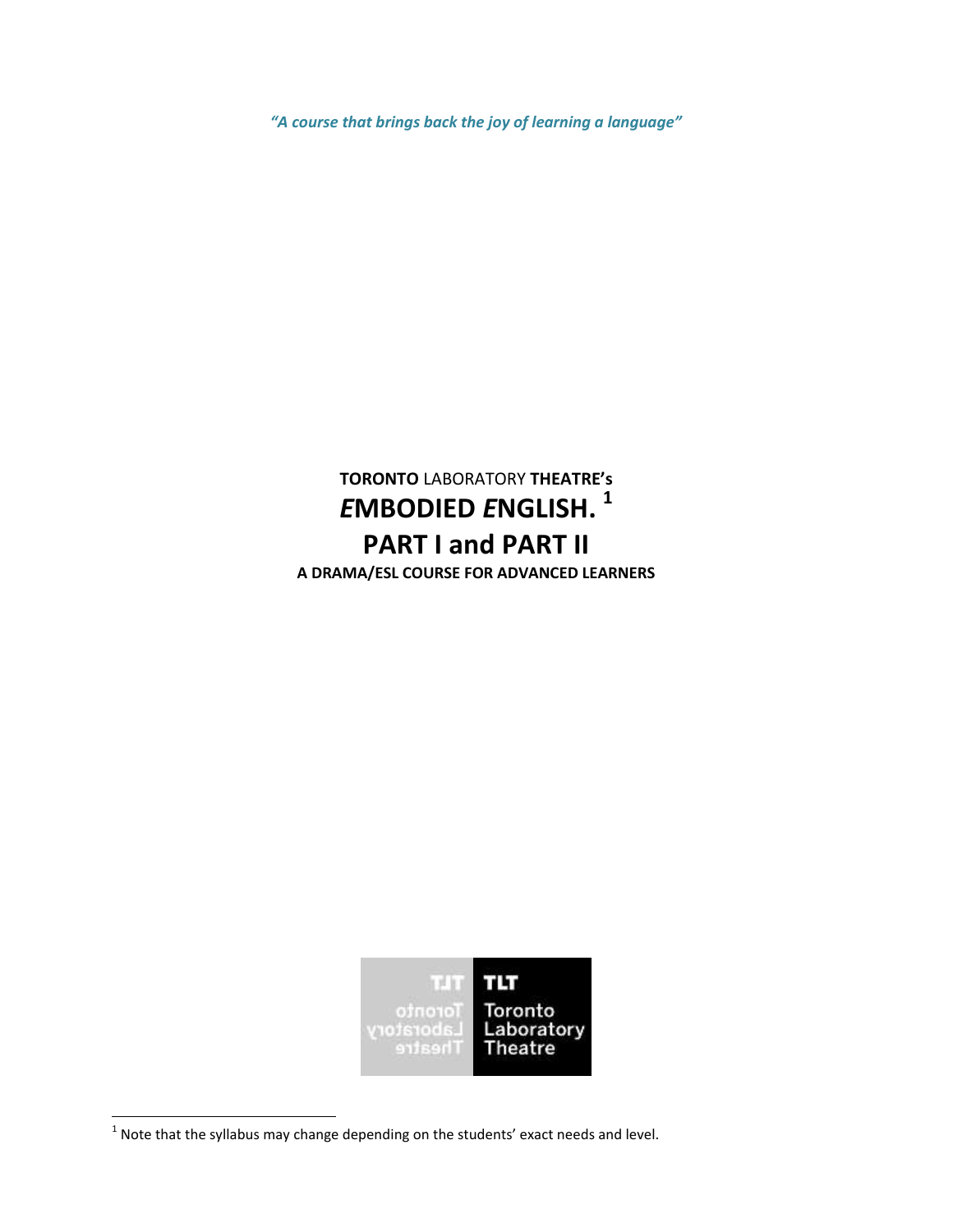***"A course that brings back the joy of learning a language"***

**TORONTO** LABORATORY **THEATRE's**

# ***E*MBODIED *E*NGLISH.** [1]

# **PART I and PART II**

**A DRAMA/ESL COURSE FOR ADVANCED LEARNERS**

TLT Toronto Laboratory Theatre

[1] Note that the syllabus may change depending on the students' exact needs and level.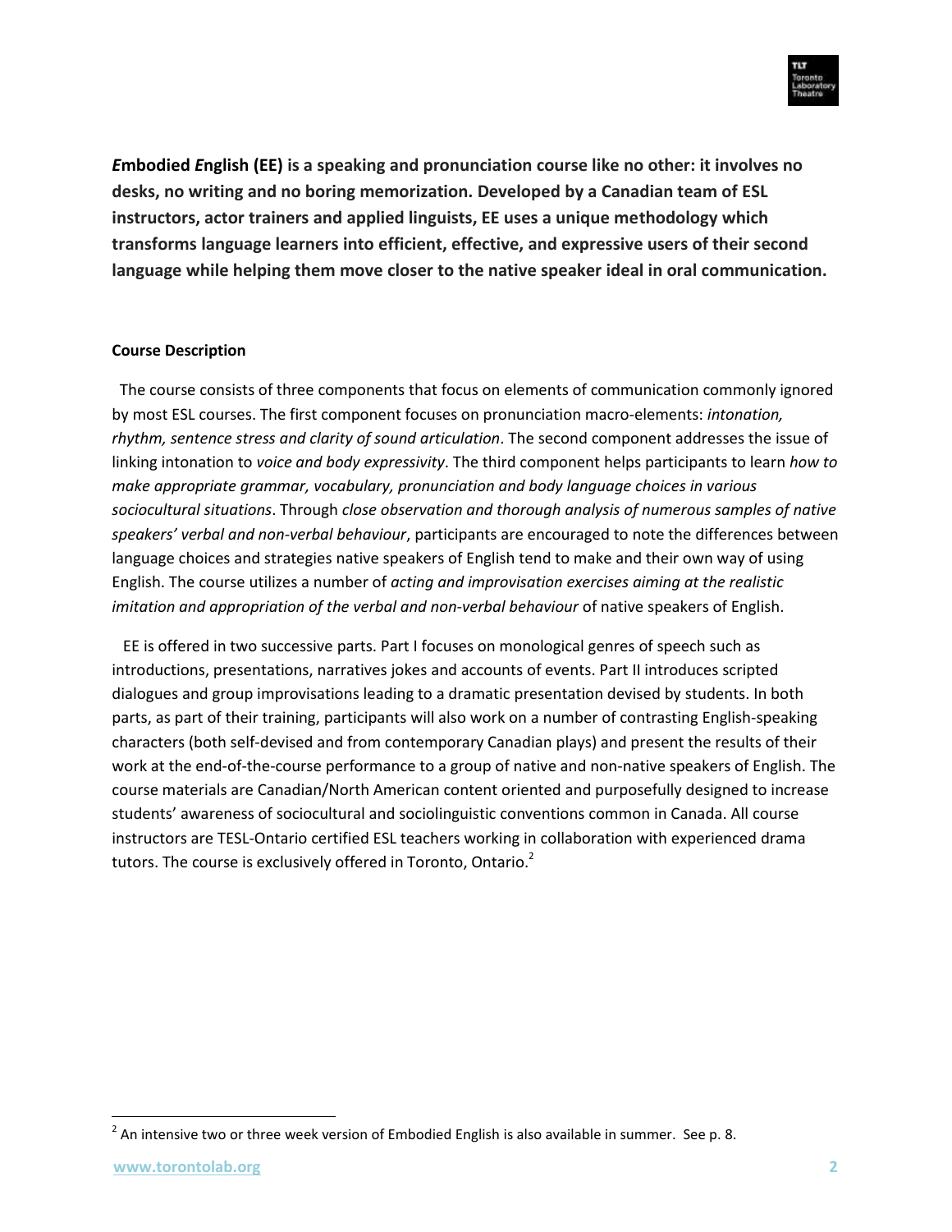***E*mbodied *E*nglish (EE) is a speaking and pronunciation course like no other: it involves no desks, no writing and no boring memorization. Developed by a Canadian team of ESL instructors, actor trainers and applied linguists, EE uses a unique methodology which transforms language learners into efficient, effective, and expressive users of their second language while helping them move closer to the native speaker ideal in oral communication.**

**Course Description**

The course consists of three components that focus on elements of communication commonly ignored by most ESL courses. The first component focuses on pronunciation macro-elements: *intonation, rhythm, sentence stress and clarity of sound articulation*. The second component addresses the issue of linking intonation to *voice and body expressivity*. The third component helps participants to learn *how to make appropriate grammar, vocabulary, pronunciation and body language choices in various sociocultural situations*. Through *close observation and thorough analysis of numerous samples of native speakers' verbal and non-verbal behaviour*, participants are encouraged to note the differences between language choices and strategies native speakers of English tend to make and their own way of using English. The course utilizes a number of *acting and improvisation exercises aiming at the realistic imitation and appropriation of the verbal and non-verbal behaviour* of native speakers of English.

EE is offered in two successive parts. Part I focuses on monological genres of speech such as introductions, presentations, narratives jokes and accounts of events. Part II introduces scripted dialogues and group improvisations leading to a dramatic presentation devised by students. In both parts, as part of their training, participants will also work on a number of contrasting English-speaking characters (both self-devised and from contemporary Canadian plays) and present the results of their work at the end-of-the-course performance to a group of native and non-native speakers of English. The course materials are Canadian/North American content oriented and purposefully designed to increase students' awareness of sociocultural and sociolinguistic conventions common in Canada. All course instructors are TESL-Ontario certified ESL teachers working in collaboration with experienced drama tutors. The course is exclusively offered in Toronto, Ontario.[2]

[2] An intensive two or three week version of Embodied English is also available in summer. See p. 8.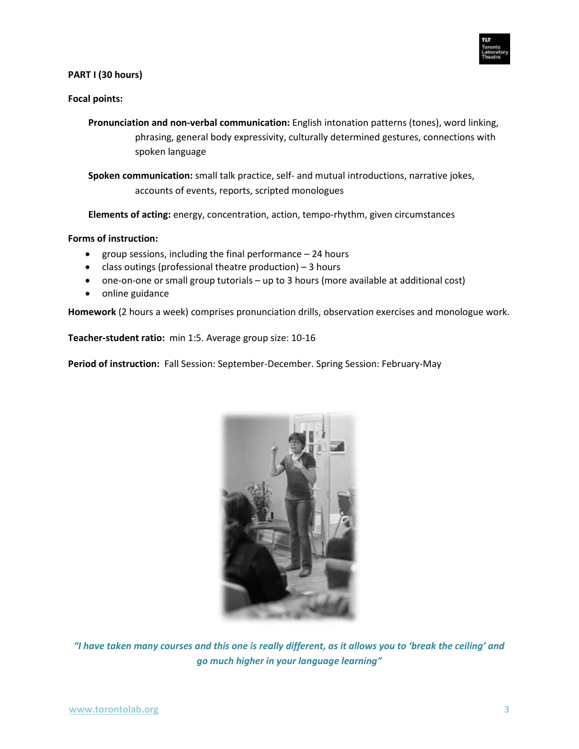**PART I (30 hours)**

**Focal points:**

**Pronunciation and non-verbal communication:** English intonation patterns (tones), word linking, phrasing, general body expressivity, culturally determined gestures, connections with spoken language

**Spoken communication:** small talk practice, self- and mutual introductions, narrative jokes, accounts of events, reports, scripted monologues

**Elements of acting:** energy, concentration, action, tempo-rhythm, given circumstances

**Forms of instruction:**

- group sessions, including the final performance – 24 hours
- class outings (professional theatre production) – 3 hours
- one-on-one or small group tutorials – up to 3 hours (more available at additional cost)
- online guidance

**Homework** (2 hours a week) comprises pronunciation drills, observation exercises and monologue work.

**Teacher-student ratio:** min 1:5. Average group size: 10-16

**Period of instruction:** Fall Session: September-December. Spring Session: February-May

*"I have taken many courses and this one is really different, as it allows you to 'break the ceiling' and go much higher in your language learning"*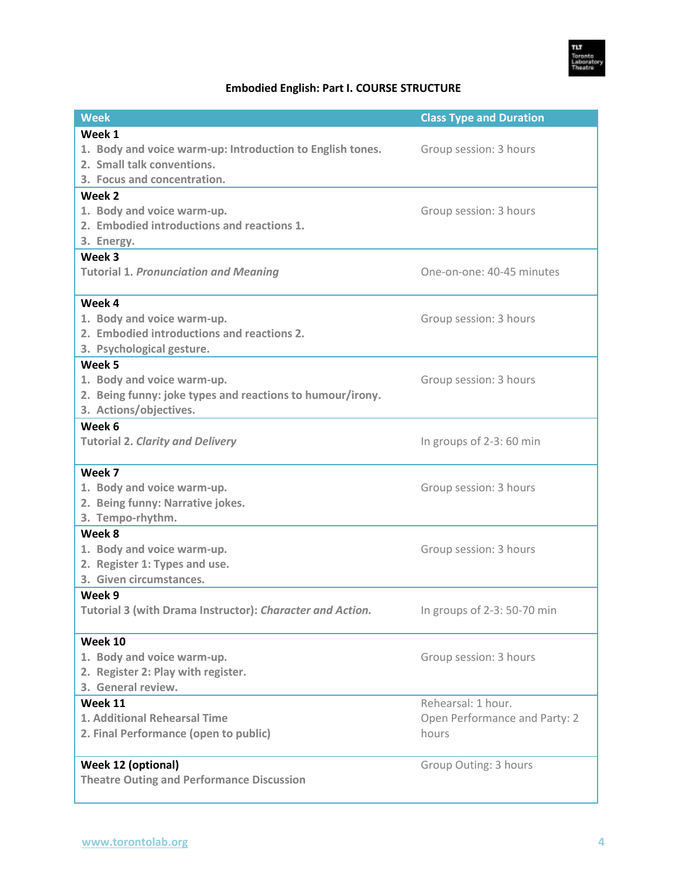**Embodied English: Part I. COURSE STRUCTURE**

| Week | Class Type and Duration |
|---|---|
| **Week 1**<br>**1. Body and voice warm-up: Introduction to English tones.**<br>**2. Small talk conventions.**<br>**3. Focus and concentration.** | Group session: 3 hours |
| **Week 2**<br>**1. Body and voice warm-up.**<br>**2. Embodied introductions and reactions 1.**<br>**3. Energy.** | Group session: 3 hours |
| **Week 3**<br>**Tutorial 1. *Pronunciation and Meaning*** | One-on-one: 40-45 minutes |
| **Week 4**<br>**1. Body and voice warm-up.**<br>**2. Embodied introductions and reactions 2.**<br>**3. Psychological gesture.** | Group session: 3 hours |
| **Week 5**<br>**1. Body and voice warm-up.**<br>**2. Being funny: joke types and reactions to humour/irony.**<br>**3. Actions/objectives.** | Group session: 3 hours |
| **Week 6**<br>**Tutorial 2. *Clarity and Delivery*** | In groups of 2-3: 60 min |
| **Week 7**<br>**1. Body and voice warm-up.**<br>**2. Being funny: Narrative jokes.**<br>**3. Tempo-rhythm.** | Group session: 3 hours |
| **Week 8**<br>**1. Body and voice warm-up.**<br>**2. Register 1: Types and use.**<br>**3. Given circumstances.** | Group session: 3 hours |
| **Week 9**<br>**Tutorial 3 (with Drama Instructor): *Character and Action.*** | In groups of 2-3: 50-70 min |
| **Week 10**<br>**1. Body and voice warm-up.**<br>**2. Register 2: Play with register.**<br>**3. General review.** | Group session: 3 hours |
| **Week 11**<br>**1. Additional Rehearsal Time**<br>**2. Final Performance (open to public)** | Rehearsal: 1 hour.<br>Open Performance and Party: 2 hours |
| **Week 12 (optional)**<br>**Theatre Outing and Performance Discussion** | Group Outing: 3 hours |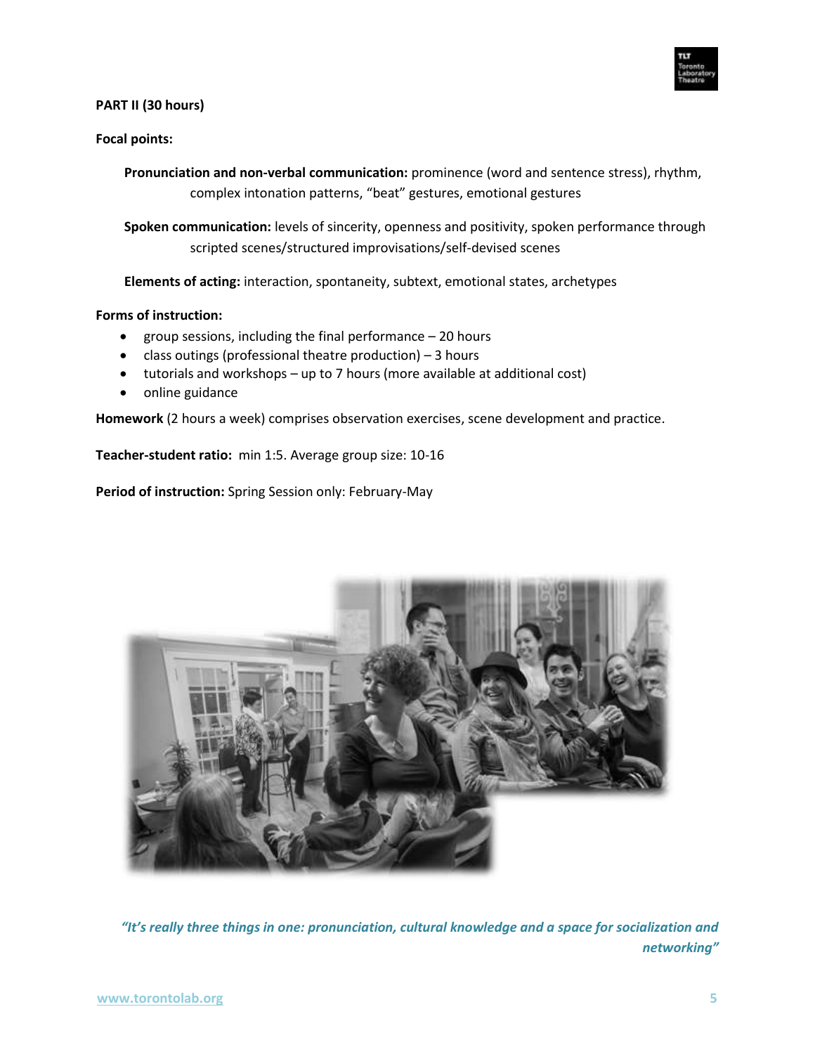**PART II (30 hours)**

**Focal points:**

**Pronunciation and non-verbal communication:** prominence (word and sentence stress), rhythm, complex intonation patterns, “beat” gestures, emotional gestures

**Spoken communication:** levels of sincerity, openness and positivity, spoken performance through scripted scenes/structured improvisations/self-devised scenes

**Elements of acting:** interaction, spontaneity, subtext, emotional states, archetypes

**Forms of instruction:**

- group sessions, including the final performance – 20 hours
- class outings (professional theatre production) – 3 hours
- tutorials and workshops – up to 7 hours (more available at additional cost)
- online guidance

**Homework** (2 hours a week) comprises observation exercises, scene development and practice.

**Teacher-student ratio:** min 1:5. Average group size: 10-16

**Period of instruction:** Spring Session only: February-May

***“It’s really three things in one: pronunciation, cultural knowledge and a space for socialization and networking”***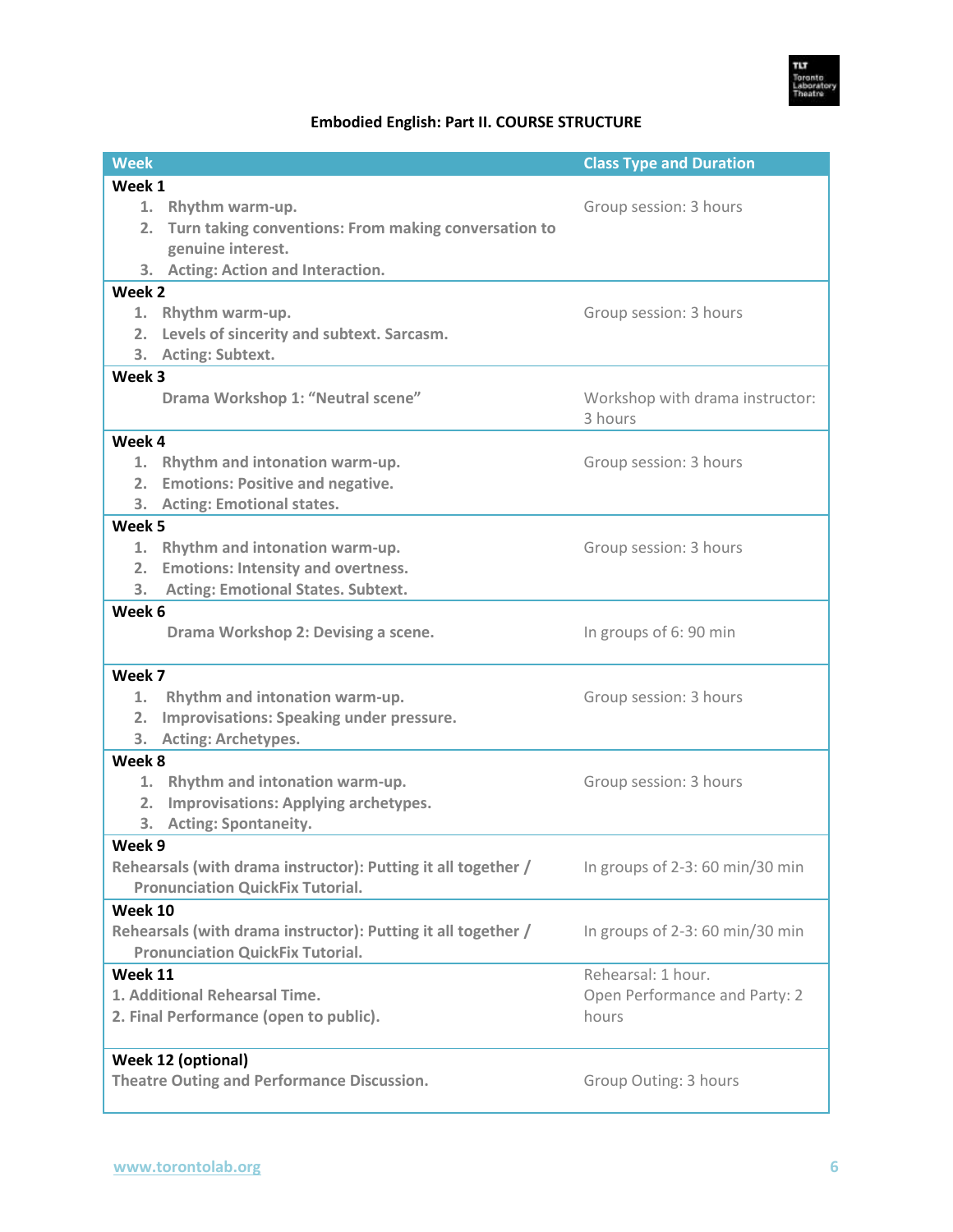**Embodied English: Part II. COURSE STRUCTURE**

| Week | Class Type and Duration |
| --- | --- |
| **Week 1**<br>1. Rhythm warm-up.<br>2. Turn taking conventions: From making conversation to genuine interest.<br>3. Acting: Action and Interaction. | Group session: 3 hours |
| **Week 2**<br>1. Rhythm warm-up.<br>2. Levels of sincerity and subtext. Sarcasm.<br>3. Acting: Subtext. | Group session: 3 hours |
| **Week 3**<br>Drama Workshop 1: "Neutral scene" | Workshop with drama instructor: 3 hours |
| **Week 4**<br>1. Rhythm and intonation warm-up.<br>2. Emotions: Positive and negative.<br>3. Acting: Emotional states. | Group session: 3 hours |
| **Week 5**<br>1. Rhythm and intonation warm-up.<br>2. Emotions: Intensity and overtness.<br>3. Acting: Emotional States. Subtext. | Group session: 3 hours |
| **Week 6**<br>Drama Workshop 2: Devising a scene. | In groups of 6: 90 min |
| **Week 7**<br>1. Rhythm and intonation warm-up.<br>2. Improvisations: Speaking under pressure.<br>3. Acting: Archetypes. | Group session: 3 hours |
| **Week 8**<br>1. Rhythm and intonation warm-up.<br>2. Improvisations: Applying archetypes.<br>3. Acting: Spontaneity. | Group session: 3 hours |
| **Week 9**<br>Rehearsals (with drama instructor): Putting it all together / Pronunciation QuickFix Tutorial. | In groups of 2-3: 60 min/30 min |
| **Week 10**<br>Rehearsals (with drama instructor): Putting it all together / Pronunciation QuickFix Tutorial. | In groups of 2-3: 60 min/30 min |
| **Week 11**<br>1. Additional Rehearsal Time.<br>2. Final Performance (open to public). | Rehearsal: 1 hour.<br>Open Performance and Party: 2 hours |
| **Week 12 (optional)**<br>Theatre Outing and Performance Discussion. | Group Outing: 3 hours |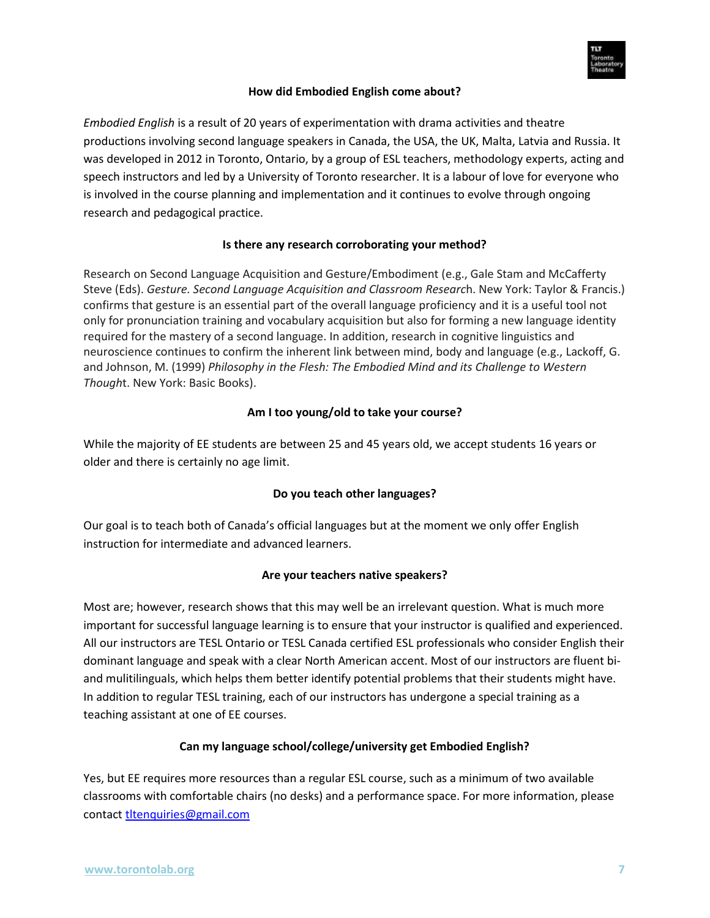### How did Embodied English come about?

*Embodied English* is a result of 20 years of experimentation with drama activities and theatre productions involving second language speakers in Canada, the USA, the UK, Malta, Latvia and Russia. It was developed in 2012 in Toronto, Ontario, by a group of ESL teachers, methodology experts, acting and speech instructors and led by a University of Toronto researcher. It is a labour of love for everyone who is involved in the course planning and implementation and it continues to evolve through ongoing research and pedagogical practice.

### Is there any research corroborating your method?

Research on Second Language Acquisition and Gesture/Embodiment (e.g., Gale Stam and McCafferty Steve (Eds). *Gesture. Second Language Acquisition and Classroom Researc*h. New York: Taylor & Francis.) confirms that gesture is an essential part of the overall language proficiency and it is a useful tool not only for pronunciation training and vocabulary acquisition but also for forming a new language identity required for the mastery of a second language. In addition, research in cognitive linguistics and neuroscience continues to confirm the inherent link between mind, body and language (e.g., Lackoff, G. and Johnson, M. (1999) *Philosophy in the Flesh: The Embodied Mind and its Challenge to Western Though*t. New York: Basic Books).

### Am I too young/old to take your course?

While the majority of EE students are between 25 and 45 years old, we accept students 16 years or older and there is certainly no age limit.

### Do you teach other languages?

Our goal is to teach both of Canada's official languages but at the moment we only offer English instruction for intermediate and advanced learners.

### Are your teachers native speakers?

Most are; however, research shows that this may well be an irrelevant question. What is much more important for successful language learning is to ensure that your instructor is qualified and experienced. All our instructors are TESL Ontario or TESL Canada certified ESL professionals who consider English their dominant language and speak with a clear North American accent. Most of our instructors are fluent bi- and mulitilinguals, which helps them better identify potential problems that their students might have. In addition to regular TESL training, each of our instructors has undergone a special training as a teaching assistant at one of EE courses.

### Can my language school/college/university get Embodied English?

Yes, but EE requires more resources than a regular ESL course, such as a minimum of two available classrooms with comfortable chairs (no desks) and a performance space. For more information, please contact tltenquiries@gmail.com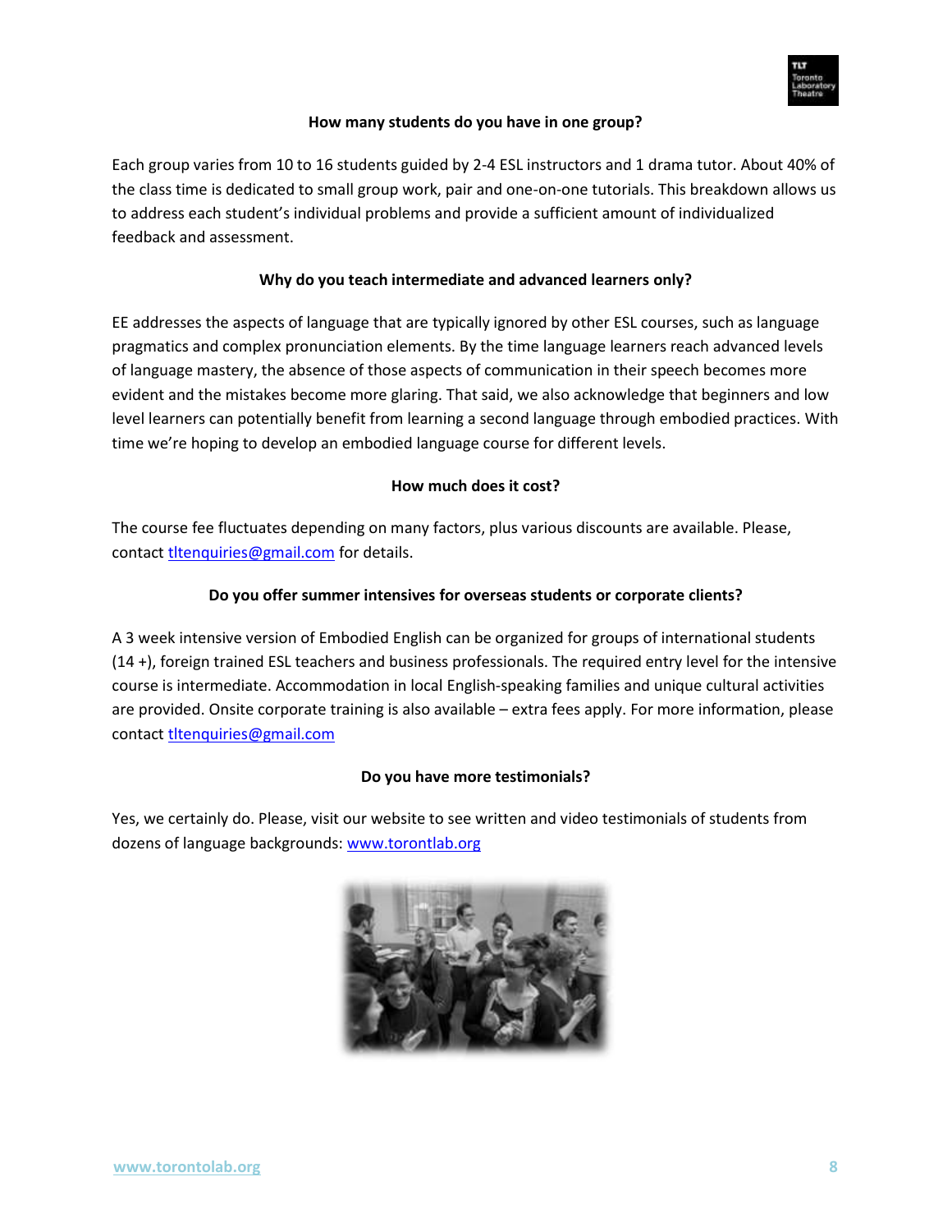**How many students do you have in one group?**

Each group varies from 10 to 16 students guided by 2-4 ESL instructors and 1 drama tutor. About 40% of the class time is dedicated to small group work, pair and one-on-one tutorials. This breakdown allows us to address each student's individual problems and provide a sufficient amount of individualized feedback and assessment.

**Why do you teach intermediate and advanced learners only?**

EE addresses the aspects of language that are typically ignored by other ESL courses, such as language pragmatics and complex pronunciation elements. By the time language learners reach advanced levels of language mastery, the absence of those aspects of communication in their speech becomes more evident and the mistakes become more glaring. That said, we also acknowledge that beginners and low level learners can potentially benefit from learning a second language through embodied practices. With time we're hoping to develop an embodied language course for different levels.

**How much does it cost?**

The course fee fluctuates depending on many factors, plus various discounts are available. Please, contact tltenquiries@gmail.com for details.

**Do you offer summer intensives for overseas students or corporate clients?**

A 3 week intensive version of Embodied English can be organized for groups of international students (14 +), foreign trained ESL teachers and business professionals. The required entry level for the intensive course is intermediate. Accommodation in local English-speaking families and unique cultural activities are provided. Onsite corporate training is also available – extra fees apply. For more information, please contact tltenquiries@gmail.com

**Do you have more testimonials?**

Yes, we certainly do. Please, visit our website to see written and video testimonials of students from dozens of language backgrounds: www.torontlab.org